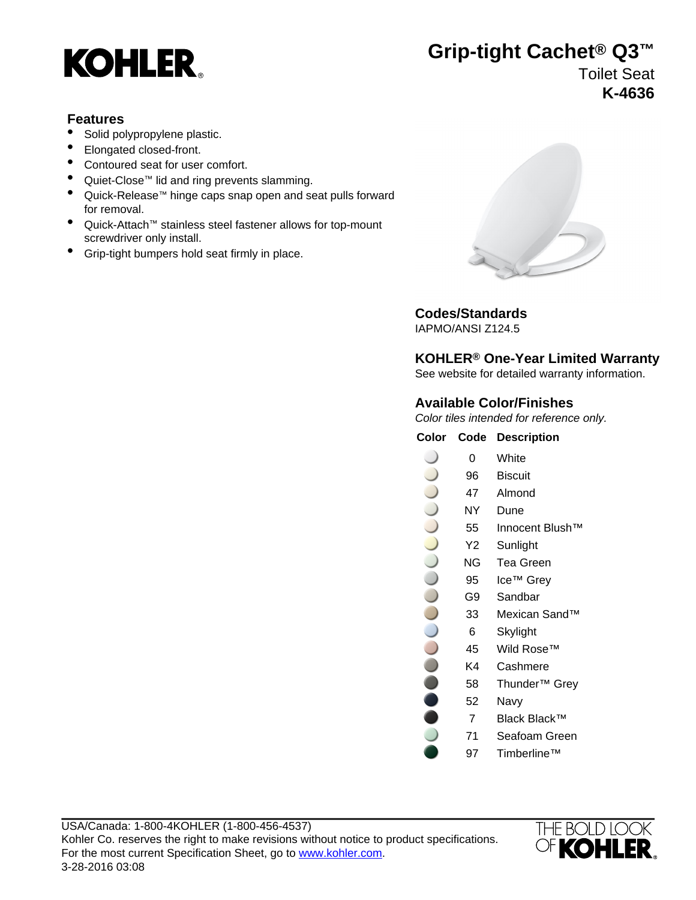KOHLER®

# Grip-tight Cachet® Q3™

Toilet Seat

**K-4636**

## Features

- Solid polypropylene plastic.
- Elongated closed-front.
- Contoured seat for user comfort.
- Quiet-Close™ lid and ring prevents slamming.
- Quick-Release™ hinge caps snap open and seat pulls forward for removal.
- Quick-Attach™ stainless steel fastener allows for top-mount screwdriver only install.
- Grip-tight bumpers hold seat firmly in place.

## Codes/Standards

IAPMO/ANSI Z124.5

## KOHLER® One-Year Limited Warranty

See website for detailed warranty information.

## Available Color/Finishes

*Color tiles intended for reference only.*

| Color | Code | Description |
| --- | --- | --- |
| | 0 | White |
| | 96 | Biscuit |
| | 47 | Almond |
| | NY | Dune |
| | 55 | Innocent Blush™ |
| | Y2 | Sunlight |
| | NG | Tea Green |
| | 95 | Ice™ Grey |
| | G9 | Sandbar |
| | 33 | Mexican Sand™ |
| | 6 | Skylight |
| | 45 | Wild Rose™ |
| | K4 | Cashmere |
| | 58 | Thunder™ Grey |
| | 52 | Navy |
| | 7 | Black Black™ |
| | 71 | Seafoam Green |
| | 97 | Timberline™ |

USA/Canada: 1-800-4KOHLER (1-800-456-4537)
Kohler Co. reserves the right to make revisions without notice to product specifications.
For the most current Specification Sheet, go to www.kohler.com.
3-28-2016 03:08

THE BOLD LOOK OF KOHLER®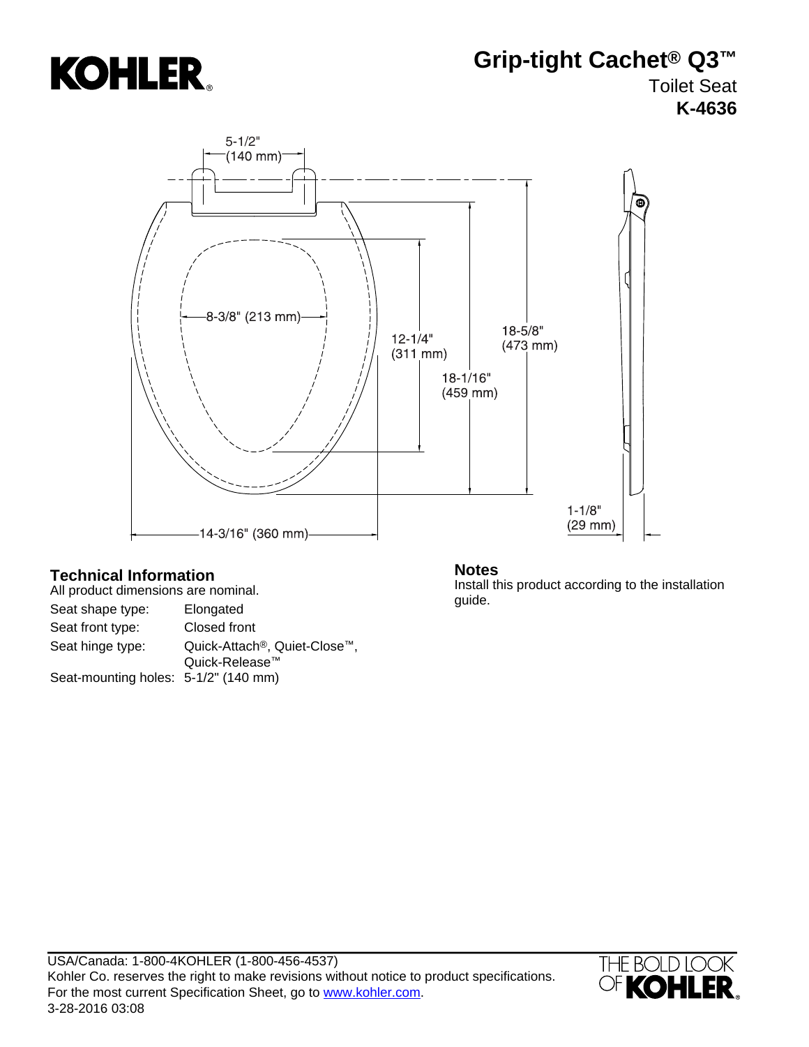# Grip-tight Cachet® Q3™

Toilet Seat

**K-4636**

5-1/2"
(140 mm)

8-3/8" (213 mm)

12-1/4"
(311 mm)

18-1/16"
(459 mm)

18-5/8"
(473 mm)

14-3/16" (360 mm)

1-1/8"
(29 mm)

## Technical Information

All product dimensions are nominal.

| | |
|---|---|
| Seat shape type: | Elongated |
| Seat front type: | Closed front |
| Seat hinge type: | Quick-Attach®, Quiet-Close™, Quick-Release™ |
| Seat-mounting holes: | 5-1/2" (140 mm) |

## Notes

Install this product according to the installation guide.

USA/Canada: 1-800-4KOHLER (1-800-456-4537)
Kohler Co. reserves the right to make revisions without notice to product specifications.
For the most current Specification Sheet, go to www.kohler.com.
3-28-2016 03:08